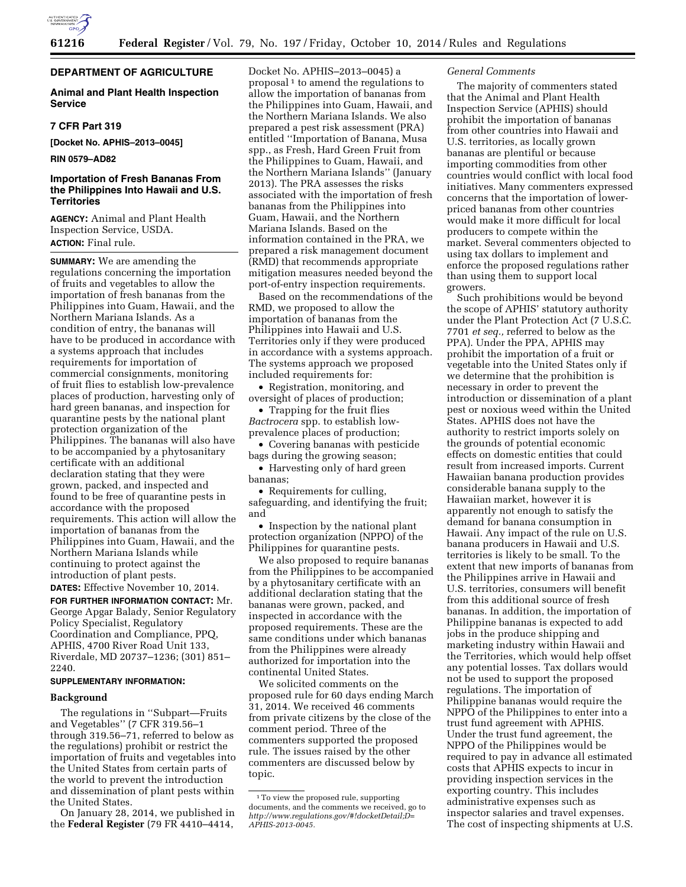## DEPARTMENT OF AGRICULTURE

### Animal and Plant Health Inspection Service

### 7 CFR Part 319

**[Docket No. APHIS–2013–0045]**

**RIN 0579–AD82**

### Importation of Fresh Bananas From the Philippines Into Hawaii and U.S. Territories

**AGENCY:** Animal and Plant Health Inspection Service, USDA.

**ACTION:** Final rule.

**SUMMARY:** We are amending the regulations concerning the importation of fruits and vegetables to allow the importation of fresh bananas from the Philippines into Guam, Hawaii, and the Northern Mariana Islands. As a condition of entry, the bananas will have to be produced in accordance with a systems approach that includes requirements for importation of commercial consignments, monitoring of fruit flies to establish low-prevalence places of production, harvesting only of hard green bananas, and inspection for quarantine pests by the national plant protection organization of the Philippines. The bananas will also have to be accompanied by a phytosanitary certificate with an additional declaration stating that they were grown, packed, and inspected and found to be free of quarantine pests in accordance with the proposed requirements. This action will allow the importation of bananas from the Philippines into Guam, Hawaii, and the Northern Mariana Islands while continuing to protect against the introduction of plant pests.

**DATES:** Effective November 10, 2014.

**FOR FURTHER INFORMATION CONTACT:** Mr. George Apgar Balady, Senior Regulatory Policy Specialist, Regulatory Coordination and Compliance, PPQ, APHIS, 4700 River Road Unit 133, Riverdale, MD 20737–1236; (301) 851–2240.

**SUPPLEMENTARY INFORMATION:**

#### Background

The regulations in ''Subpart—Fruits and Vegetables'' (7 CFR 319.56–1 through 319.56–71, referred to below as the regulations) prohibit or restrict the importation of fruits and vegetables into the United States from certain parts of the world to prevent the introduction and dissemination of plant pests within the United States.

On January 28, 2014, we published in the **Federal Register** (79 FR 4410–4414, Docket No. APHIS–2013–0045) a proposal [1] to amend the regulations to allow the importation of bananas from the Philippines into Guam, Hawaii, and the Northern Mariana Islands. We also prepared a pest risk assessment (PRA) entitled ''Importation of Banana, Musa spp., as Fresh, Hard Green Fruit from the Philippines to Guam, Hawaii, and the Northern Mariana Islands'' (January 2013). The PRA assesses the risks associated with the importation of fresh bananas from the Philippines into Guam, Hawaii, and the Northern Mariana Islands. Based on the information contained in the PRA, we prepared a risk management document (RMD) that recommends appropriate mitigation measures needed beyond the port-of-entry inspection requirements.

Based on the recommendations of the RMD, we proposed to allow the importation of bananas from the Philippines into Hawaii and U.S. Territories only if they were produced in accordance with a systems approach. The systems approach we proposed included requirements for:

- Registration, monitoring, and oversight of places of production;
- Trapping for the fruit flies *Bactrocera* spp. to establish low-prevalence places of production;
- Covering bananas with pesticide bags during the growing season;
- Harvesting only of hard green bananas;
- Requirements for culling, safeguarding, and identifying the fruit; and
- Inspection by the national plant protection organization (NPPO) of the Philippines for quarantine pests.

We also proposed to require bananas from the Philippines to be accompanied by a phytosanitary certificate with an additional declaration stating that the bananas were grown, packed, and inspected in accordance with the proposed requirements. These are the same conditions under which bananas from the Philippines were already authorized for importation into the continental United States.

We solicited comments on the proposed rule for 60 days ending March 31, 2014. We received 46 comments from private citizens by the close of the comment period. Three of the commenters supported the proposed rule. The issues raised by the other commenters are discussed below by topic.

[1] To view the proposed rule, supporting documents, and the comments we received, go to *http://www.regulations.gov/#!docketDetail;D=APHIS-2013-0045.*

*General Comments*

The majority of commenters stated that the Animal and Plant Health Inspection Service (APHIS) should prohibit the importation of bananas from other countries into Hawaii and U.S. territories, as locally grown bananas are plentiful or because importing commodities from other countries would conflict with local food initiatives. Many commenters expressed concerns that the importation of lower-priced bananas from other countries would make it more difficult for local producers to compete within the market. Several commenters objected to using tax dollars to implement and enforce the proposed regulations rather than using them to support local growers.

Such prohibitions would be beyond the scope of APHIS' statutory authority under the Plant Protection Act (7 U.S.C. 7701 *et seq.,* referred to below as the PPA). Under the PPA, APHIS may prohibit the importation of a fruit or vegetable into the United States only if we determine that the prohibition is necessary in order to prevent the introduction or dissemination of a plant pest or noxious weed within the United States. APHIS does not have the authority to restrict imports solely on the grounds of potential economic effects on domestic entities that could result from increased imports. Current Hawaiian banana production provides considerable banana supply to the Hawaiian market, however it is apparently not enough to satisfy the demand for banana consumption in Hawaii. Any impact of the rule on U.S. banana producers in Hawaii and U.S. territories is likely to be small. To the extent that new imports of bananas from the Philippines arrive in Hawaii and U.S. territories, consumers will benefit from this additional source of fresh bananas. In addition, the importation of Philippine bananas is expected to add jobs in the produce shipping and marketing industry within Hawaii and the Territories, which would help offset any potential losses. Tax dollars would not be used to support the proposed regulations. The importation of Philippine bananas would require the NPPO of the Philippines to enter into a trust fund agreement with APHIS. Under the trust fund agreement, the NPPO of the Philippines would be required to pay in advance all estimated costs that APHIS expects to incur in providing inspection services in the exporting country. This includes administrative expenses such as inspector salaries and travel expenses. The cost of inspecting shipments at U.S.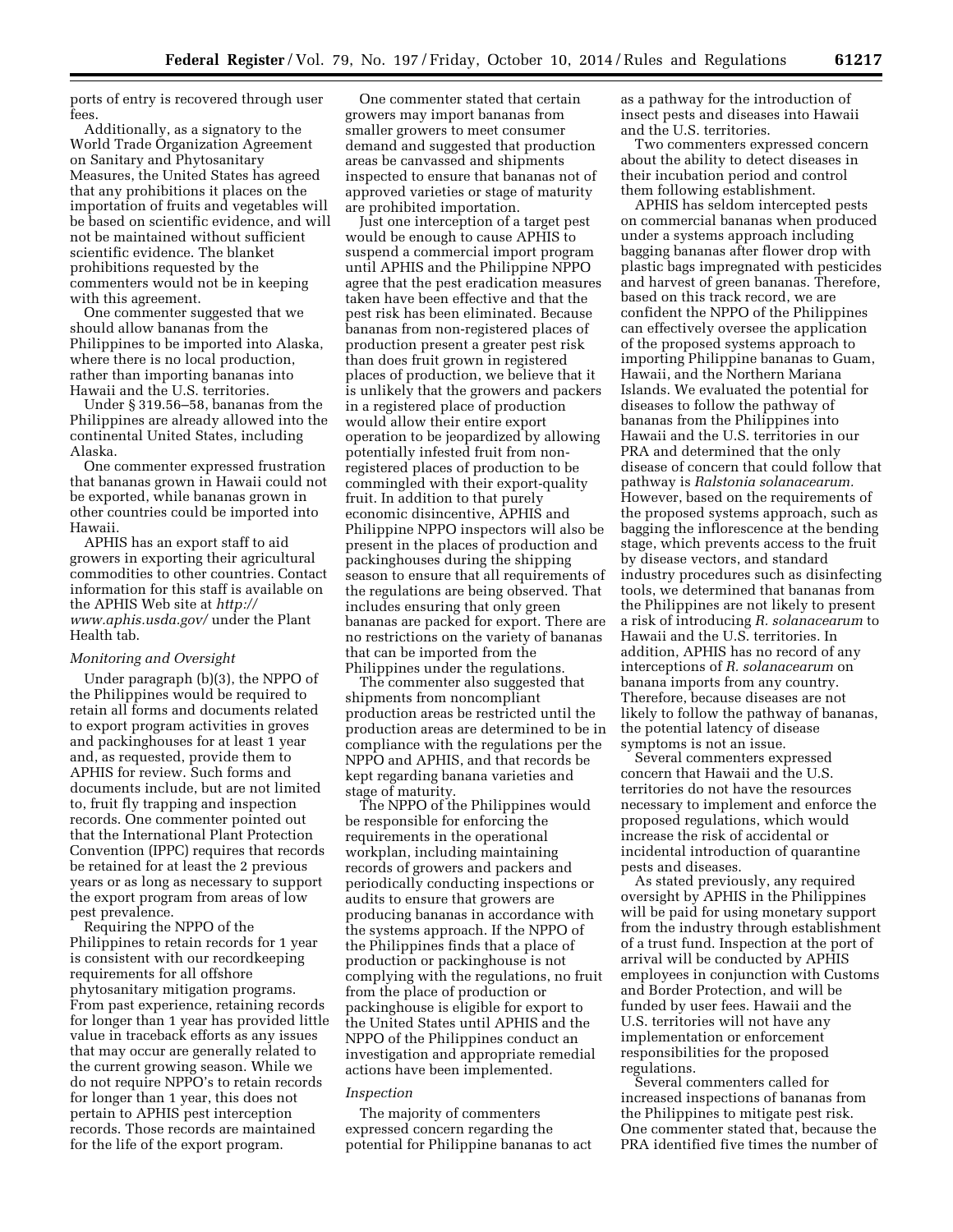ports of entry is recovered through user fees.

Additionally, as a signatory to the World Trade Organization Agreement on Sanitary and Phytosanitary Measures, the United States has agreed that any prohibitions it places on the importation of fruits and vegetables will be based on scientific evidence, and will not be maintained without sufficient scientific evidence. The blanket prohibitions requested by the commenters would not be in keeping with this agreement.

One commenter suggested that we should allow bananas from the Philippines to be imported into Alaska, where there is no local production, rather than importing bananas into Hawaii and the U.S. territories.

Under § 319.56–58, bananas from the Philippines are already allowed into the continental United States, including Alaska.

One commenter expressed frustration that bananas grown in Hawaii could not be exported, while bananas grown in other countries could be imported into Hawaii.

APHIS has an export staff to aid growers in exporting their agricultural commodities to other countries. Contact information for this staff is available on the APHIS Web site at *http://www.aphis.usda.gov/* under the Plant Health tab.

### *Monitoring and Oversight*

Under paragraph (b)(3), the NPPO of the Philippines would be required to retain all forms and documents related to export program activities in groves and packinghouses for at least 1 year and, as requested, provide them to APHIS for review. Such forms and documents include, but are not limited to, fruit fly trapping and inspection records. One commenter pointed out that the International Plant Protection Convention (IPPC) requires that records be retained for at least the 2 previous years or as long as necessary to support the export program from areas of low pest prevalence.

Requiring the NPPO of the Philippines to retain records for 1 year is consistent with our recordkeeping requirements for all offshore phytosanitary mitigation programs. From past experience, retaining records for longer than 1 year has provided little value in traceback efforts as any issues that may occur are generally related to the current growing season. While we do not require NPPO's to retain records for longer than 1 year, this does not pertain to APHIS pest interception records. Those records are maintained for the life of the export program.

One commenter stated that certain growers may import bananas from smaller growers to meet consumer demand and suggested that production areas be canvassed and shipments inspected to ensure that bananas not of approved varieties or stage of maturity are prohibited importation.

Just one interception of a target pest would be enough to cause APHIS to suspend a commercial import program until APHIS and the Philippine NPPO agree that the pest eradication measures taken have been effective and that the pest risk has been eliminated. Because bananas from non-registered places of production present a greater pest risk than does fruit grown in registered places of production, we believe that it is unlikely that the growers and packers in a registered place of production would allow their entire export operation to be jeopardized by allowing potentially infested fruit from non-registered places of production to be commingled with their export-quality fruit. In addition to that purely economic disincentive, APHIS and Philippine NPPO inspectors will also be present in the places of production and packinghouses during the shipping season to ensure that all requirements of the regulations are being observed. That includes ensuring that only green bananas are packed for export. There are no restrictions on the variety of bananas that can be imported from the Philippines under the regulations.

The commenter also suggested that shipments from noncompliant production areas be restricted until the production areas are determined to be in compliance with the regulations per the NPPO and APHIS, and that records be kept regarding banana varieties and stage of maturity.

The NPPO of the Philippines would be responsible for enforcing the requirements in the operational workplan, including maintaining records of growers and packers and periodically conducting inspections or audits to ensure that growers are producing bananas in accordance with the systems approach. If the NPPO of the Philippines finds that a place of production or packinghouse is not complying with the regulations, no fruit from the place of production or packinghouse is eligible for export to the United States until APHIS and the NPPO of the Philippines conduct an investigation and appropriate remedial actions have been implemented.

### *Inspection*

The majority of commenters expressed concern regarding the potential for Philippine bananas to act as a pathway for the introduction of insect pests and diseases into Hawaii and the U.S. territories.

Two commenters expressed concern about the ability to detect diseases in their incubation period and control them following establishment.

APHIS has seldom intercepted pests on commercial bananas when produced under a systems approach including bagging bananas after flower drop with plastic bags impregnated with pesticides and harvest of green bananas. Therefore, based on this track record, we are confident the NPPO of the Philippines can effectively oversee the application of the proposed systems approach to importing Philippine bananas to Guam, Hawaii, and the Northern Mariana Islands. We evaluated the potential for diseases to follow the pathway of bananas from the Philippines into Hawaii and the U.S. territories in our PRA and determined that the only disease of concern that could follow that pathway is *Ralstonia solanacearum.* However, based on the requirements of the proposed systems approach, such as bagging the inflorescence at the bending stage, which prevents access to the fruit by disease vectors, and standard industry procedures such as disinfecting tools, we determined that bananas from the Philippines are not likely to present a risk of introducing *R. solanacearum* to Hawaii and the U.S. territories. In addition, APHIS has no record of any interceptions of *R. solanacearum* on banana imports from any country. Therefore, because diseases are not likely to follow the pathway of bananas, the potential latency of disease symptoms is not an issue.

Several commenters expressed concern that Hawaii and the U.S. territories do not have the resources necessary to implement and enforce the proposed regulations, which would increase the risk of accidental or incidental introduction of quarantine pests and diseases.

As stated previously, any required oversight by APHIS in the Philippines will be paid for using monetary support from the industry through establishment of a trust fund. Inspection at the port of arrival will be conducted by APHIS employees in conjunction with Customs and Border Protection, and will be funded by user fees. Hawaii and the U.S. territories will not have any implementation or enforcement responsibilities for the proposed regulations.

Several commenters called for increased inspections of bananas from the Philippines to mitigate pest risk. One commenter stated that, because the PRA identified five times the number of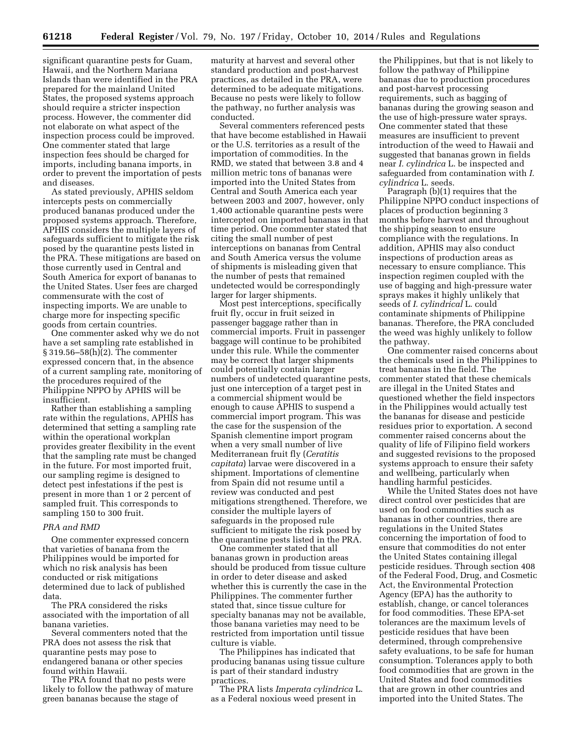significant quarantine pests for Guam, Hawaii, and the Northern Mariana Islands than were identified in the PRA prepared for the mainland United States, the proposed systems approach should require a stricter inspection process. However, the commenter did not elaborate on what aspect of the inspection process could be improved. One commenter stated that large inspection fees should be charged for imports, including banana imports, in order to prevent the importation of pests and diseases.

As stated previously, APHIS seldom intercepts pests on commercially produced bananas produced under the proposed systems approach. Therefore, APHIS considers the multiple layers of safeguards sufficient to mitigate the risk posed by the quarantine pests listed in the PRA. These mitigations are based on those currently used in Central and South America for export of bananas to the United States. User fees are charged commensurate with the cost of inspecting imports. We are unable to charge more for inspecting specific goods from certain countries.

One commenter asked why we do not have a set sampling rate established in § 319.56–58(h)(2). The commenter expressed concern that, in the absence of a current sampling rate, monitoring of the procedures required of the Philippine NPPO by APHIS will be insufficient.

Rather than establishing a sampling rate within the regulations, APHIS has determined that setting a sampling rate within the operational workplan provides greater flexibility in the event that the sampling rate must be changed in the future. For most imported fruit, our sampling regime is designed to detect pest infestations if the pest is present in more than 1 or 2 percent of sampled fruit. This corresponds to sampling 150 to 300 fruit.

### *PRA and RMD*

One commenter expressed concern that varieties of banana from the Philippines would be imported for which no risk analysis has been conducted or risk mitigations determined due to lack of published data.

The PRA considered the risks associated with the importation of all banana varieties.

Several commenters noted that the PRA does not assess the risk that quarantine pests may pose to endangered banana or other species found within Hawaii.

The PRA found that no pests were likely to follow the pathway of mature green bananas because the stage of maturity at harvest and several other standard production and post-harvest practices, as detailed in the PRA, were determined to be adequate mitigations. Because no pests were likely to follow the pathway, no further analysis was conducted.

Several commenters referenced pests that have become established in Hawaii or the U.S. territories as a result of the importation of commodities. In the RMD, we stated that between 3.8 and 4 million metric tons of bananas were imported into the United States from Central and South America each year between 2003 and 2007, however, only 1,400 actionable quarantine pests were intercepted on imported bananas in that time period. One commenter stated that citing the small number of pest interceptions on bananas from Central and South America versus the volume of shipments is misleading given that the number of pests that remained undetected would be correspondingly larger for larger shipments.

Most pest interceptions, specifically fruit fly, occur in fruit seized in passenger baggage rather than in commercial imports. Fruit in passenger baggage will continue to be prohibited under this rule. While the commenter may be correct that larger shipments could potentially contain larger numbers of undetected quarantine pests, just one interception of a target pest in a commercial shipment would be enough to cause APHIS to suspend a commercial import program. This was the case for the suspension of the Spanish clementine import program when a very small number of live Mediterranean fruit fly (*Ceratitis capitata*) larvae were discovered in a shipment. Importations of clementine from Spain did not resume until a review was conducted and pest mitigations strengthened. Therefore, we consider the multiple layers of safeguards in the proposed rule sufficient to mitigate the risk posed by the quarantine pests listed in the PRA.

One commenter stated that all bananas grown in production areas should be produced from tissue culture in order to deter disease and asked whether this is currently the case in the Philippines. The commenter further stated that, since tissue culture for specialty bananas may not be available, those banana varieties may need to be restricted from importation until tissue culture is viable.

The Philippines has indicated that producing bananas using tissue culture is part of their standard industry practices.

The PRA lists *Imperata cylindrica* L. as a Federal noxious weed present in the Philippines, but that is not likely to follow the pathway of Philippine bananas due to production procedures and post-harvest processing requirements, such as bagging of bananas during the growing season and the use of high-pressure water sprays. One commenter stated that these measures are insufficient to prevent introduction of the weed to Hawaii and suggested that bananas grown in fields near *I. cylindrica* L. be inspected and safeguarded from contamination with *I. cylindrica* L. seeds.

Paragraph (b)(1) requires that the Philippine NPPO conduct inspections of places of production beginning 3 months before harvest and throughout the shipping season to ensure compliance with the regulations. In addition, APHIS may also conduct inspections of production areas as necessary to ensure compliance. This inspection regimen coupled with the use of bagging and high-pressure water sprays makes it highly unlikely that seeds of *I. cylindrical* L. could contaminate shipments of Philippine bananas. Therefore, the PRA concluded the weed was highly unlikely to follow the pathway.

One commenter raised concerns about the chemicals used in the Philippines to treat bananas in the field. The commenter stated that these chemicals are illegal in the United States and questioned whether the field inspectors in the Philippines would actually test the bananas for disease and pesticide residues prior to exportation. A second commenter raised concerns about the quality of life of Filipino field workers and suggested revisions to the proposed systems approach to ensure their safety and wellbeing, particularly when handling harmful pesticides.

While the United States does not have direct control over pesticides that are used on food commodities such as bananas in other countries, there are regulations in the United States concerning the importation of food to ensure that commodities do not enter the United States containing illegal pesticide residues. Through section 408 of the Federal Food, Drug, and Cosmetic Act, the Environmental Protection Agency (EPA) has the authority to establish, change, or cancel tolerances for food commodities. These EPA-set tolerances are the maximum levels of pesticide residues that have been determined, through comprehensive safety evaluations, to be safe for human consumption. Tolerances apply to both food commodities that are grown in the United States and food commodities that are grown in other countries and imported into the United States. The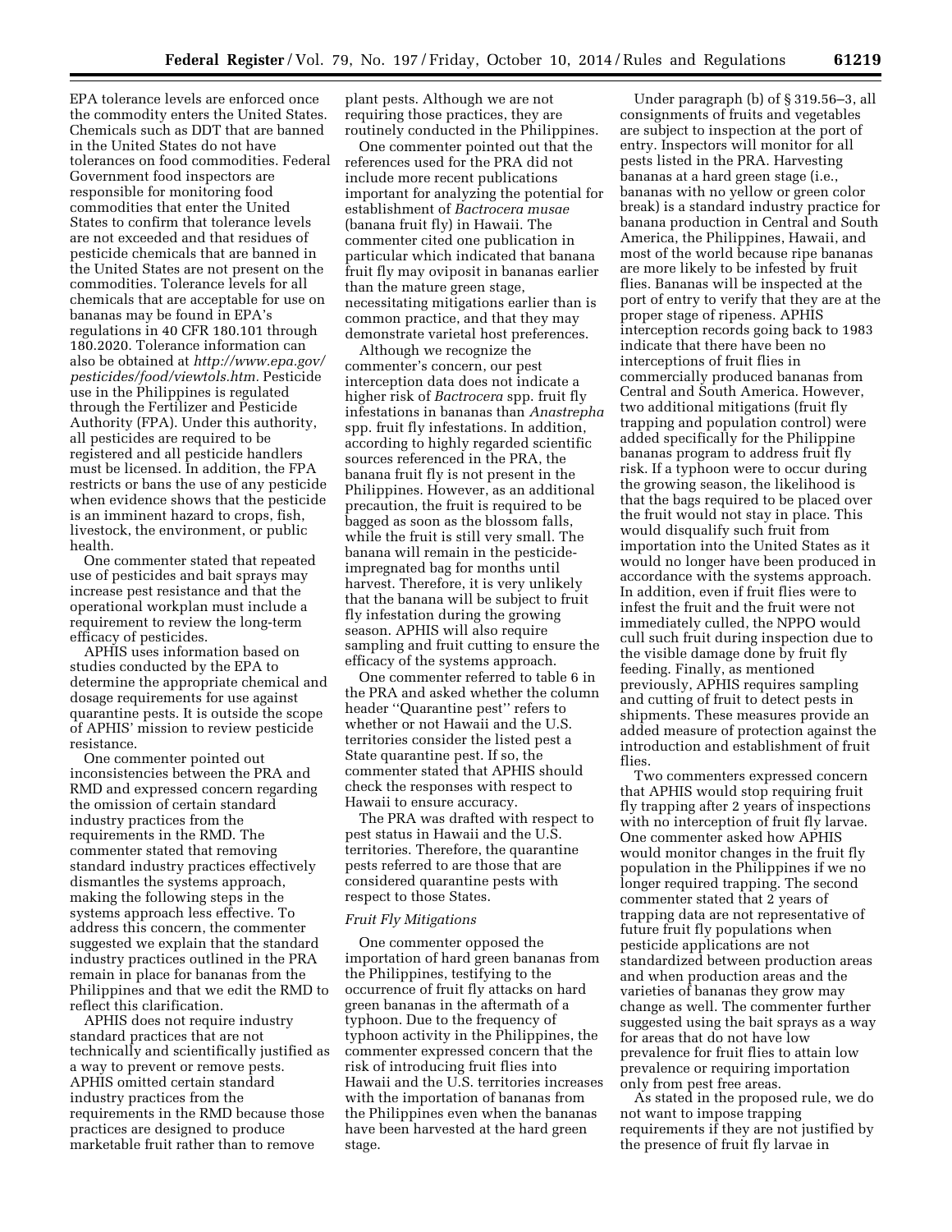EPA tolerance levels are enforced once the commodity enters the United States. Chemicals such as DDT that are banned in the United States do not have tolerances on food commodities. Federal Government food inspectors are responsible for monitoring food commodities that enter the United States to confirm that tolerance levels are not exceeded and that residues of pesticide chemicals that are banned in the United States are not present on the commodities. Tolerance levels for all chemicals that are acceptable for use on bananas may be found in EPA's regulations in 40 CFR 180.101 through 180.2020. Tolerance information can also be obtained at *http://www.epa.gov/pesticides/food/viewtols.htm.* Pesticide use in the Philippines is regulated through the Fertilizer and Pesticide Authority (FPA). Under this authority, all pesticides are required to be registered and all pesticide handlers must be licensed. In addition, the FPA restricts or bans the use of any pesticide when evidence shows that the pesticide is an imminent hazard to crops, fish, livestock, the environment, or public health.

One commenter stated that repeated use of pesticides and bait sprays may increase pest resistance and that the operational workplan must include a requirement to review the long-term efficacy of pesticides.

APHIS uses information based on studies conducted by the EPA to determine the appropriate chemical and dosage requirements for use against quarantine pests. It is outside the scope of APHIS' mission to review pesticide resistance.

One commenter pointed out inconsistencies between the PRA and RMD and expressed concern regarding the omission of certain standard industry practices from the requirements in the RMD. The commenter stated that removing standard industry practices effectively dismantles the systems approach, making the following steps in the systems approach less effective. To address this concern, the commenter suggested we explain that the standard industry practices outlined in the PRA remain in place for bananas from the Philippines and that we edit the RMD to reflect this clarification.

APHIS does not require industry standard practices that are not technically and scientifically justified as a way to prevent or remove pests. APHIS omitted certain standard industry practices from the requirements in the RMD because those practices are designed to produce marketable fruit rather than to remove plant pests. Although we are not requiring those practices, they are routinely conducted in the Philippines.

One commenter pointed out that the references used for the PRA did not include more recent publications important for analyzing the potential for establishment of *Bactrocera musae* (banana fruit fly) in Hawaii. The commenter cited one publication in particular which indicated that banana fruit fly may oviposit in bananas earlier than the mature green stage, necessitating mitigations earlier than is common practice, and that they may demonstrate varietal host preferences.

Although we recognize the commenter's concern, our pest interception data does not indicate a higher risk of *Bactrocera* spp. fruit fly infestations in bananas than *Anastrepha* spp. fruit fly infestations. In addition, according to highly regarded scientific sources referenced in the PRA, the banana fruit fly is not present in the Philippines. However, as an additional precaution, the fruit is required to be bagged as soon as the blossom falls, while the fruit is still very small. The banana will remain in the pesticide-impregnated bag for months until harvest. Therefore, it is very unlikely that the banana will be subject to fruit fly infestation during the growing season. APHIS will also require sampling and fruit cutting to ensure the efficacy of the systems approach.

One commenter referred to table 6 in the PRA and asked whether the column header "Quarantine pest" refers to whether or not Hawaii and the U.S. territories consider the listed pest a State quarantine pest. If so, the commenter stated that APHIS should check the responses with respect to Hawaii to ensure accuracy.

The PRA was drafted with respect to pest status in Hawaii and the U.S. territories. Therefore, the quarantine pests referred to are those that are considered quarantine pests with respect to those States.

### *Fruit Fly Mitigations*

One commenter opposed the importation of hard green bananas from the Philippines, testifying to the occurrence of fruit fly attacks on hard green bananas in the aftermath of a typhoon. Due to the frequency of typhoon activity in the Philippines, the commenter expressed concern that the risk of introducing fruit flies into Hawaii and the U.S. territories increases with the importation of bananas from the Philippines even when the bananas have been harvested at the hard green stage.

Under paragraph (b) of § 319.56–3, all consignments of fruits and vegetables are subject to inspection at the port of entry. Inspectors will monitor for all pests listed in the PRA. Harvesting bananas at a hard green stage (i.e., bananas with no yellow or green color break) is a standard industry practice for banana production in Central and South America, the Philippines, Hawaii, and most of the world because ripe bananas are more likely to be infested by fruit flies. Bananas will be inspected at the port of entry to verify that they are at the proper stage of ripeness. APHIS interception records going back to 1983 indicate that there have been no interceptions of fruit flies in commercially produced bananas from Central and South America. However, two additional mitigations (fruit fly trapping and population control) were added specifically for the Philippine bananas program to address fruit fly risk. If a typhoon were to occur during the growing season, the likelihood is that the bags required to be placed over the fruit would not stay in place. This would disqualify such fruit from importation into the United States as it would no longer have been produced in accordance with the systems approach. In addition, even if fruit flies were to infest the fruit and the fruit were not immediately culled, the NPPO would cull such fruit during inspection due to the visible damage done by fruit fly feeding. Finally, as mentioned previously, APHIS requires sampling and cutting of fruit to detect pests in shipments. These measures provide an added measure of protection against the introduction and establishment of fruit flies.

Two commenters expressed concern that APHIS would stop requiring fruit fly trapping after 2 years of inspections with no interception of fruit fly larvae. One commenter asked how APHIS would monitor changes in the fruit fly population in the Philippines if we no longer required trapping. The second commenter stated that 2 years of trapping data are not representative of future fruit fly populations when pesticide applications are not standardized between production areas and when production areas and the varieties of bananas they grow may change as well. The commenter further suggested using the bait sprays as a way for areas that do not have low prevalence for fruit flies to attain low prevalence or requiring importation only from pest free areas.

As stated in the proposed rule, we do not want to impose trapping requirements if they are not justified by the presence of fruit fly larvae in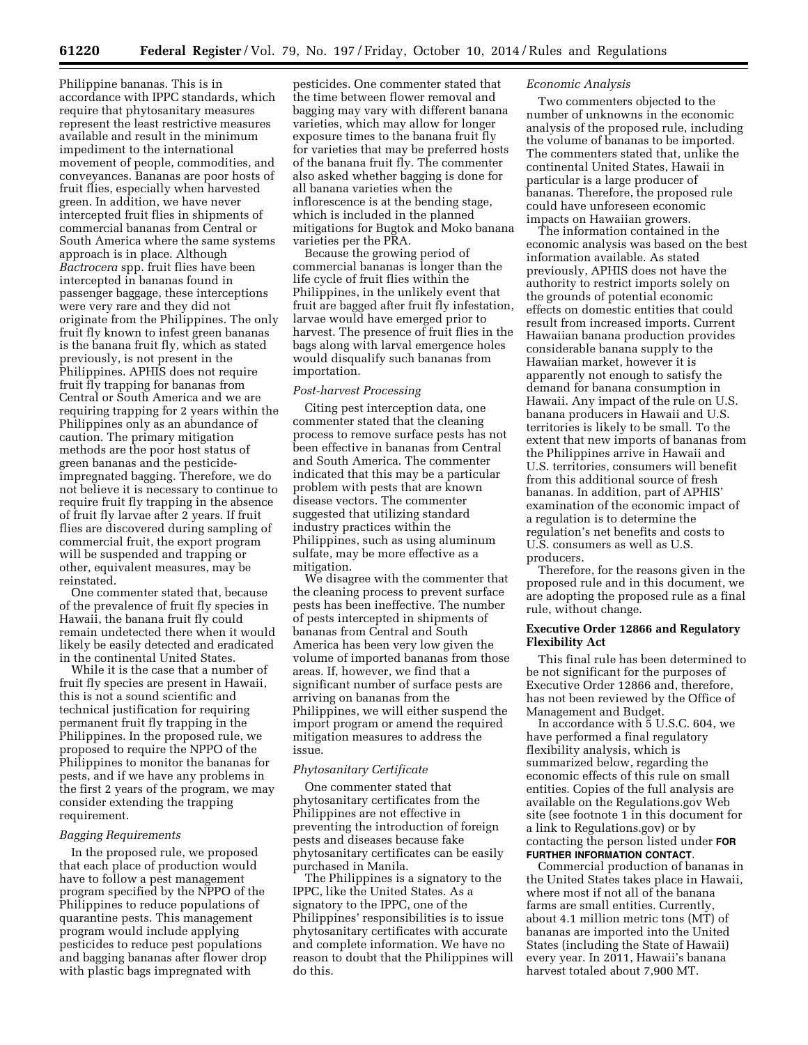Philippine bananas. This is in accordance with IPPC standards, which require that phytosanitary measures represent the least restrictive measures available and result in the minimum impediment to the international movement of people, commodities, and conveyances. Bananas are poor hosts of fruit flies, especially when harvested green. In addition, we have never intercepted fruit flies in shipments of commercial bananas from Central or South America where the same systems approach is in place. Although *Bactrocera* spp. fruit flies have been intercepted in bananas found in passenger baggage, these interceptions were very rare and they did not originate from the Philippines. The only fruit fly known to infest green bananas is the banana fruit fly, which as stated previously, is not present in the Philippines. APHIS does not require fruit fly trapping for bananas from Central or South America and we are requiring trapping for 2 years within the Philippines only as an abundance of caution. The primary mitigation methods are the poor host status of green bananas and the pesticide-impregnated bagging. Therefore, we do not believe it is necessary to continue to require fruit fly trapping in the absence of fruit fly larvae after 2 years. If fruit flies are discovered during sampling of commercial fruit, the export program will be suspended and trapping or other, equivalent measures, may be reinstated.

One commenter stated that, because of the prevalence of fruit fly species in Hawaii, the banana fruit fly could remain undetected there when it would likely be easily detected and eradicated in the continental United States.

While it is the case that a number of fruit fly species are present in Hawaii, this is not a sound scientific and technical justification for requiring permanent fruit fly trapping in the Philippines. In the proposed rule, we proposed to require the NPPO of the Philippines to monitor the bananas for pests, and if we have any problems in the first 2 years of the program, we may consider extending the trapping requirement.

*Bagging Requirements*

In the proposed rule, we proposed that each place of production would have to follow a pest management program specified by the NPPO of the Philippines to reduce populations of quarantine pests. This management program would include applying pesticides to reduce pest populations and bagging bananas after flower drop with plastic bags impregnated with pesticides. One commenter stated that the time between flower removal and bagging may vary with different banana varieties, which may allow for longer exposure times to the banana fruit fly for varieties that may be preferred hosts of the banana fruit fly. The commenter also asked whether bagging is done for all banana varieties when the inflorescence is at the bending stage, which is included in the planned mitigations for Bugtok and Moko banana varieties per the PRA.

Because the growing period of commercial bananas is longer than the life cycle of fruit flies within the Philippines, in the unlikely event that fruit are bagged after fruit fly infestation, larvae would have emerged prior to harvest. The presence of fruit flies in the bags along with larval emergence holes would disqualify such bananas from importation.

*Post-harvest Processing*

Citing pest interception data, one commenter stated that the cleaning process to remove surface pests has not been effective in bananas from Central and South America. The commenter indicated that this may be a particular problem with pests that are known disease vectors. The commenter suggested that utilizing standard industry practices within the Philippines, such as using aluminum sulfate, may be more effective as a mitigation.

We disagree with the commenter that the cleaning process to prevent surface pests has been ineffective. The number of pests intercepted in shipments of bananas from Central and South America has been very low given the volume of imported bananas from those areas. If, however, we find that a significant number of surface pests are arriving on bananas from the Philippines, we will either suspend the import program or amend the required mitigation measures to address the issue.

*Phytosanitary Certificate*

One commenter stated that phytosanitary certificates from the Philippines are not effective in preventing the introduction of foreign pests and diseases because fake phytosanitary certificates can be easily purchased in Manila.

The Philippines is a signatory to the IPPC, like the United States. As a signatory to the IPPC, one of the Philippines' responsibilities is to issue phytosanitary certificates with accurate and complete information. We have no reason to doubt that the Philippines will do this.

*Economic Analysis*

Two commenters objected to the number of unknowns in the economic analysis of the proposed rule, including the volume of bananas to be imported. The commenters stated that, unlike the continental United States, Hawaii in particular is a large producer of bananas. Therefore, the proposed rule could have unforeseen economic impacts on Hawaiian growers.

The information contained in the economic analysis was based on the best information available. As stated previously, APHIS does not have the authority to restrict imports solely on the grounds of potential economic effects on domestic entities that could result from increased imports. Current Hawaiian banana production provides considerable banana supply to the Hawaiian market, however it is apparently not enough to satisfy the demand for banana consumption in Hawaii. Any impact of the rule on U.S. banana producers in Hawaii and U.S. territories is likely to be small. To the extent that new imports of bananas from the Philippines arrive in Hawaii and U.S. territories, consumers will benefit from this additional source of fresh bananas. In addition, part of APHIS' examination of the economic impact of a regulation is to determine the regulation's net benefits and costs to U.S. consumers as well as U.S. producers.

Therefore, for the reasons given in the proposed rule and in this document, we are adopting the proposed rule as a final rule, without change.

## Executive Order 12866 and Regulatory Flexibility Act

This final rule has been determined to be not significant for the purposes of Executive Order 12866 and, therefore, has not been reviewed by the Office of Management and Budget.

In accordance with 5 U.S.C. 604, we have performed a final regulatory flexibility analysis, which is summarized below, regarding the economic effects of this rule on small entities. Copies of the full analysis are available on the Regulations.gov Web site (see footnote 1 in this document for a link to Regulations.gov) or by contacting the person listed under **FOR FURTHER INFORMATION CONTACT**.

Commercial production of bananas in the United States takes place in Hawaii, where most if not all of the banana farms are small entities. Currently, about 4.1 million metric tons (MT) of bananas are imported into the United States (including the State of Hawaii) every year. In 2011, Hawaii's banana harvest totaled about 7,900 MT.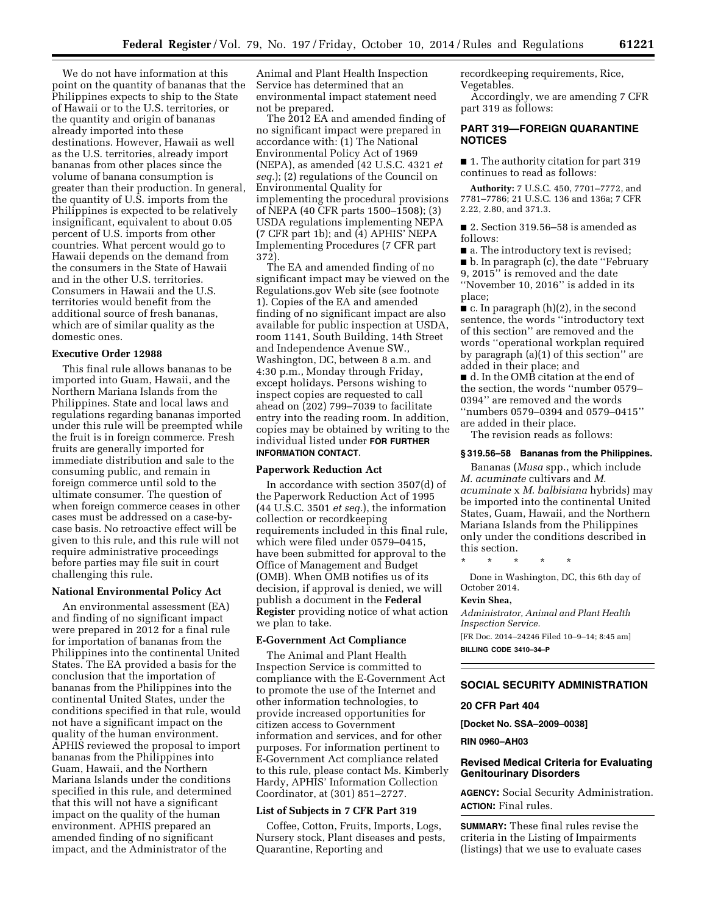We do not have information at this point on the quantity of bananas that the Philippines expects to ship to the State of Hawaii or to the U.S. territories, or the quantity and origin of bananas already imported into these destinations. However, Hawaii as well as the U.S. territories, already import bananas from other places since the volume of banana consumption is greater than their production. In general, the quantity of U.S. imports from the Philippines is expected to be relatively insignificant, equivalent to about 0.05 percent of U.S. imports from other countries. What percent would go to Hawaii depends on the demand from the consumers in the State of Hawaii and in the other U.S. territories. Consumers in Hawaii and the U.S. territories would benefit from the additional source of fresh bananas, which are of similar quality as the domestic ones.

**Executive Order 12988**

This final rule allows bananas to be imported into Guam, Hawaii, and the Northern Mariana Islands from the Philippines. State and local laws and regulations regarding bananas imported under this rule will be preempted while the fruit is in foreign commerce. Fresh fruits are generally imported for immediate distribution and sale to the consuming public, and remain in foreign commerce until sold to the ultimate consumer. The question of when foreign commerce ceases in other cases must be addressed on a case-by-case basis. No retroactive effect will be given to this rule, and this rule will not require administrative proceedings before parties may file suit in court challenging this rule.

**National Environmental Policy Act**

An environmental assessment (EA) and finding of no significant impact were prepared in 2012 for a final rule for importation of bananas from the Philippines into the continental United States. The EA provided a basis for the conclusion that the importation of bananas from the Philippines into the continental United States, under the conditions specified in that rule, would not have a significant impact on the quality of the human environment. APHIS reviewed the proposal to import bananas from the Philippines into Guam, Hawaii, and the Northern Mariana Islands under the conditions specified in this rule, and determined that this will not have a significant impact on the quality of the human environment. APHIS prepared an amended finding of no significant impact, and the Administrator of the Animal and Plant Health Inspection Service has determined that an environmental impact statement need not be prepared.

The 2012 EA and amended finding of no significant impact were prepared in accordance with: (1) The National Environmental Policy Act of 1969 (NEPA), as amended (42 U.S.C. 4321 *et seq.*); (2) regulations of the Council on Environmental Quality for implementing the procedural provisions of NEPA (40 CFR parts 1500–1508); (3) USDA regulations implementing NEPA (7 CFR part 1b); and (4) APHIS' NEPA Implementing Procedures (7 CFR part 372).

The EA and amended finding of no significant impact may be viewed on the Regulations.gov Web site (see footnote 1). Copies of the EA and amended finding of no significant impact are also available for public inspection at USDA, room 1141, South Building, 14th Street and Independence Avenue SW., Washington, DC, between 8 a.m. and 4:30 p.m., Monday through Friday, except holidays. Persons wishing to inspect copies are requested to call ahead on (202) 799–7039 to facilitate entry into the reading room. In addition, copies may be obtained by writing to the individual listed under **FOR FURTHER INFORMATION CONTACT**.

**Paperwork Reduction Act**

In accordance with section 3507(d) of the Paperwork Reduction Act of 1995 (44 U.S.C. 3501 *et seq.*), the information collection or recordkeeping requirements included in this final rule, which were filed under 0579–0415, have been submitted for approval to the Office of Management and Budget (OMB). When OMB notifies us of its decision, if approval is denied, we will publish a document in the **Federal Register** providing notice of what action we plan to take.

**E-Government Act Compliance**

The Animal and Plant Health Inspection Service is committed to compliance with the E-Government Act to promote the use of the Internet and other information technologies, to provide increased opportunities for citizen access to Government information and services, and for other purposes. For information pertinent to E-Government Act compliance related to this rule, please contact Ms. Kimberly Hardy, APHIS' Information Collection Coordinator, at (301) 851–2727.

**List of Subjects in 7 CFR Part 319**

Coffee, Cotton, Fruits, Imports, Logs, Nursery stock, Plant diseases and pests, Quarantine, Reporting and recordkeeping requirements, Rice, Vegetables.

Accordingly, we are amending 7 CFR part 319 as follows:

## PART 319—FOREIGN QUARANTINE NOTICES

■ 1. The authority citation for part 319 continues to read as follows:

**Authority:** 7 U.S.C. 450, 7701–7772, and 7781–7786; 21 U.S.C. 136 and 136a; 7 CFR 2.22, 2.80, and 371.3.

■ 2. Section 319.56–58 is amended as follows:

■ a. The introductory text is revised;

■ b. In paragraph (c), the date ''February 9, 2015'' is removed and the date ''November 10, 2016'' is added in its place;

■ c. In paragraph (h)(2), in the second sentence, the words ''introductory text of this section'' are removed and the words ''operational workplan required by paragraph (a)(1) of this section'' are added in their place; and

■ d. In the OMB citation at the end of the section, the words ''number 0579–0394'' are removed and the words ''numbers 0579–0394 and 0579–0415'' are added in their place.

The revision reads as follows:

**§ 319.56–58 Bananas from the Philippines.**

Bananas (*Musa* spp., which include *M. acuminate* cultivars and *M. acuminate* x *M. balbisiana* hybrids) may be imported into the continental United States, Guam, Hawaii, and the Northern Mariana Islands from the Philippines only under the conditions described in this section.

\* \* \* \* \*

Done in Washington, DC, this 6th day of October 2014.

**Kevin Shea,**

*Administrator, Animal and Plant Health Inspection Service.*

[FR Doc. 2014–24246 Filed 10–9–14; 8:45 am]

**BILLING CODE 3410–34–P**

---

## SOCIAL SECURITY ADMINISTRATION

**20 CFR Part 404**

**[Docket No. SSA–2009–0038]**

**RIN 0960–AH03**

### Revised Medical Criteria for Evaluating Genitourinary Disorders

**AGENCY:** Social Security Administration.

**ACTION:** Final rules.

**SUMMARY:** These final rules revise the criteria in the Listing of Impairments (listings) that we use to evaluate cases